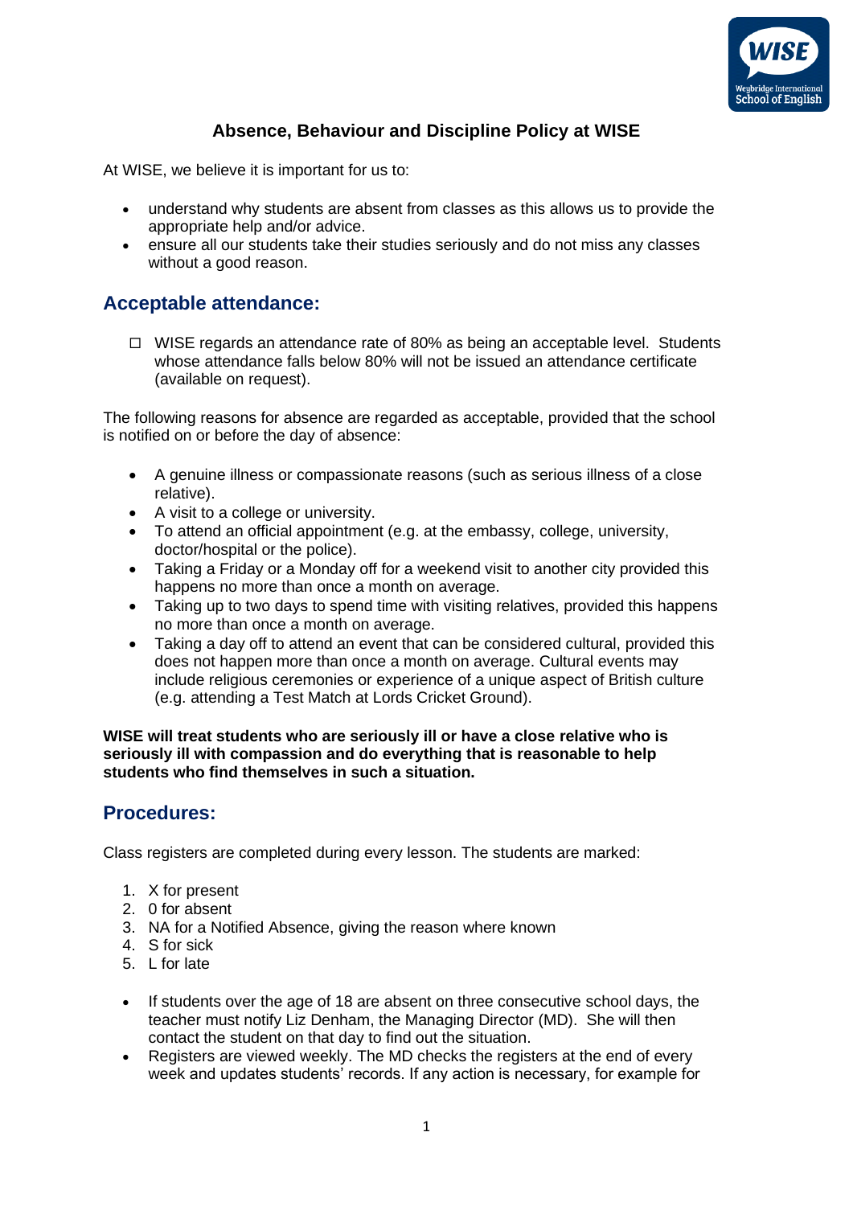# Absence, Behaviour and Discipline Policy at WISE

At WISE, we believe it is important for us to:

- understand why students are absent from classes as this allows us to provide the appropriate help and/or advice.
- ensure all our students take their studies seriously and do not miss any classes without a good reason.

## Acceptable attendance:

- WISE regards an attendance rate of 80% as being an acceptable level. Students whose attendance falls below 80% will not be issued an attendance certificate (available on request).

The following reasons for absence are regarded as acceptable, provided that the school is notified on or before the day of absence:

- A genuine illness or compassionate reasons (such as serious illness of a close relative).
- A visit to a college or university.
- To attend an official appointment (e.g. at the embassy, college, university, doctor/hospital or the police).
- Taking a Friday or a Monday off for a weekend visit to another city provided this happens no more than once a month on average.
- Taking up to two days to spend time with visiting relatives, provided this happens no more than once a month on average.
- Taking a day off to attend an event that can be considered cultural, provided this does not happen more than once a month on average. Cultural events may include religious ceremonies or experience of a unique aspect of British culture (e.g. attending a Test Match at Lords Cricket Ground).

**WISE will treat students who are seriously ill or have a close relative who is seriously ill with compassion and do everything that is reasonable to help students who find themselves in such a situation.**

## Procedures:

Class registers are completed during every lesson. The students are marked:

1. X for present
2. 0 for absent
3. NA for a Notified Absence, giving the reason where known
4. S for sick
5. L for late

- If students over the age of 18 are absent on three consecutive school days, the teacher must notify Liz Denham, the Managing Director (MD). She will then contact the student on that day to find out the situation.
- Registers are viewed weekly. The MD checks the registers at the end of every week and updates students' records. If any action is necessary, for example for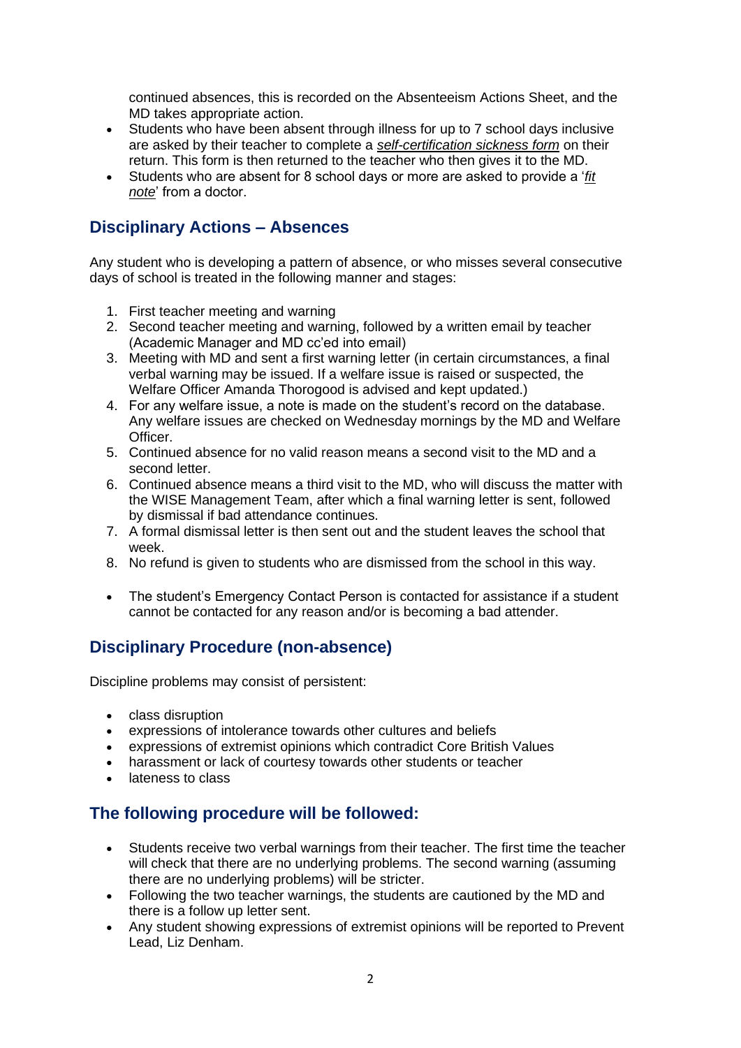continued absences, this is recorded on the Absenteeism Actions Sheet, and the MD takes appropriate action.

- Students who have been absent through illness for up to 7 school days inclusive are asked by their teacher to complete a *self-certification sickness form* on their return. This form is then returned to the teacher who then gives it to the MD.
- Students who are absent for 8 school days or more are asked to provide a '*fit note*' from a doctor.

## Disciplinary Actions – Absences

Any student who is developing a pattern of absence, or who misses several consecutive days of school is treated in the following manner and stages:

1. First teacher meeting and warning
2. Second teacher meeting and warning, followed by a written email by teacher (Academic Manager and MD cc'ed into email)
3. Meeting with MD and sent a first warning letter (in certain circumstances, a final verbal warning may be issued. If a welfare issue is raised or suspected, the Welfare Officer Amanda Thorogood is advised and kept updated.)
4. For any welfare issue, a note is made on the student's record on the database. Any welfare issues are checked on Wednesday mornings by the MD and Welfare Officer.
5. Continued absence for no valid reason means a second visit to the MD and a second letter.
6. Continued absence means a third visit to the MD, who will discuss the matter with the WISE Management Team, after which a final warning letter is sent, followed by dismissal if bad attendance continues.
7. A formal dismissal letter is then sent out and the student leaves the school that week.
8. No refund is given to students who are dismissed from the school in this way.

- The student's Emergency Contact Person is contacted for assistance if a student cannot be contacted for any reason and/or is becoming a bad attender.

## Disciplinary Procedure (non-absence)

Discipline problems may consist of persistent:

- class disruption
- expressions of intolerance towards other cultures and beliefs
- expressions of extremist opinions which contradict Core British Values
- harassment or lack of courtesy towards other students or teacher
- lateness to class

## The following procedure will be followed:

- Students receive two verbal warnings from their teacher. The first time the teacher will check that there are no underlying problems. The second warning (assuming there are no underlying problems) will be stricter.
- Following the two teacher warnings, the students are cautioned by the MD and there is a follow up letter sent.
- Any student showing expressions of extremist opinions will be reported to Prevent Lead, Liz Denham.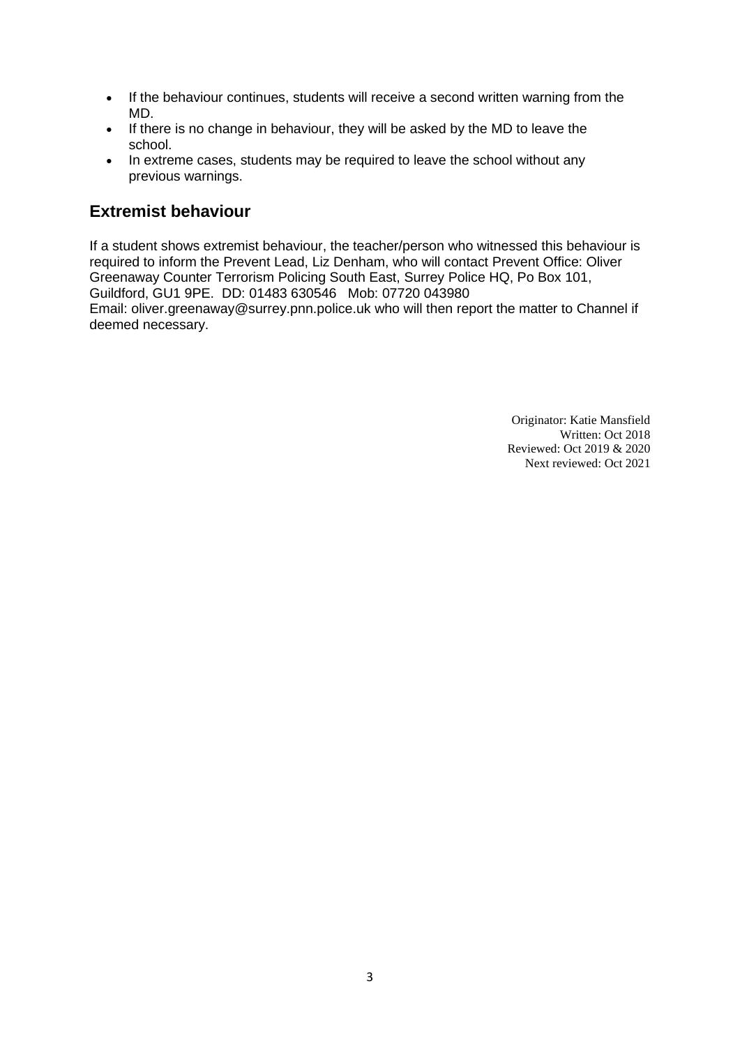- If the behaviour continues, students will receive a second written warning from the MD.
- If there is no change in behaviour, they will be asked by the MD to leave the school.
- In extreme cases, students may be required to leave the school without any previous warnings.

## Extremist behaviour

If a student shows extremist behaviour, the teacher/person who witnessed this behaviour is required to inform the Prevent Lead, Liz Denham, who will contact Prevent Office: Oliver Greenaway Counter Terrorism Policing South East, Surrey Police HQ, Po Box 101, Guildford, GU1 9PE. DD: 01483 630546 Mob: 07720 043980
Email: oliver.greenaway@surrey.pnn.police.uk who will then report the matter to Channel if deemed necessary.

Originator: Katie Mansfield
Written: Oct 2018
Reviewed: Oct 2019 & 2020
Next reviewed: Oct 2021